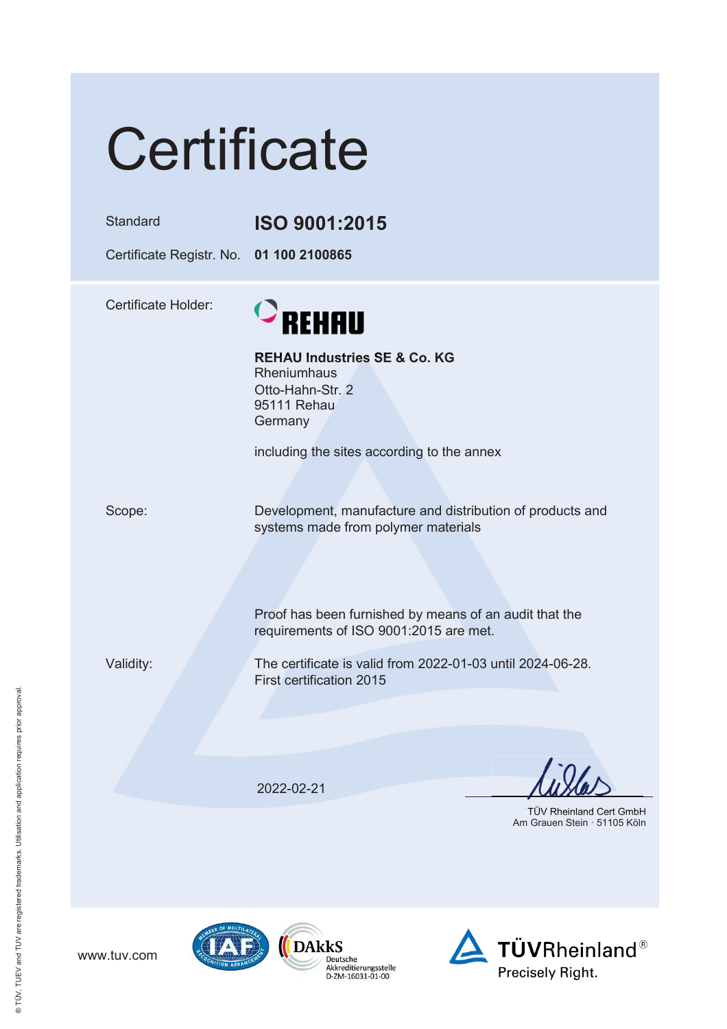# Certificate

| | |
|---|---|
| Standard | **ISO 9001:2015** |
| Certificate Registr. No. | **01 100 2100865** |

Certificate Holder:

REHAU

**REHAU Industries SE & Co. KG**
Rheniumhaus
Otto-Hahn-Str. 2
95111 Rehau
Germany

including the sites according to the annex

Scope:

Development, manufacture and distribution of products and systems made from polymer materials

Proof has been furnished by means of an audit that the requirements of ISO 9001:2015 are met.

Validity:

The certificate is valid from 2022-01-03 until 2024-06-28.
First certification 2015

2022-02-21

TÜV Rheinland Cert GmbH
Am Grauen Stein · 51105 Köln

www.tuv.com

DAkkS Deutsche Akkreditierungsstelle D-ZM-16031-01-00

TÜVRheinland® Precisely Right.

® TÜV, TUEV and TUV are registered trademarks. Utilisation and application requires prior approval.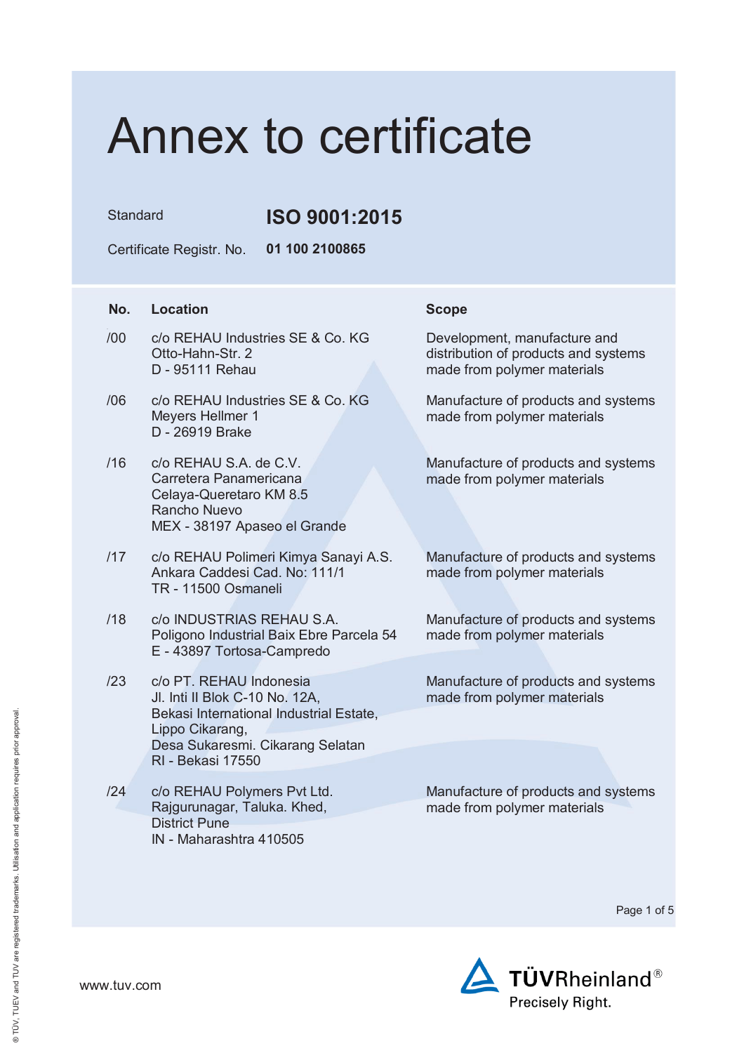# Annex to certificate

Standard **ISO 9001:2015**

Certificate Registr. No. **01 100 2100865**

| No. | Location | Scope |
|---|---|---|
| /00 | c/o REHAU Industries SE & Co. KG<br>Otto-Hahn-Str. 2<br>D - 95111 Rehau | Development, manufacture and distribution of products and systems made from polymer materials |
| /06 | c/o REHAU Industries SE & Co. KG<br>Meyers Hellmer 1<br>D - 26919 Brake | Manufacture of products and systems made from polymer materials |
| /16 | c/o REHAU S.A. de C.V.<br>Carretera Panamericana<br>Celaya-Queretaro KM 8.5<br>Rancho Nuevo<br>MEX - 38197 Apaseo el Grande | Manufacture of products and systems made from polymer materials |
| /17 | c/o REHAU Polimeri Kimya Sanayi A.S.<br>Ankara Caddesi Cad. No: 111/1<br>TR - 11500 Osmaneli | Manufacture of products and systems made from polymer materials |
| /18 | c/o INDUSTRIAS REHAU S.A.<br>Poligono Industrial Baix Ebre Parcela 54<br>E - 43897 Tortosa-Campredo | Manufacture of products and systems made from polymer materials |
| /23 | c/o PT. REHAU Indonesia<br>Jl. Inti II Blok C-10 No. 12A,<br>Bekasi International Industrial Estate,<br>Lippo Cikarang,<br>Desa Sukaresmi. Cikarang Selatan<br>RI - Bekasi 17550 | Manufacture of products and systems made from polymer materials |
| /24 | c/o REHAU Polymers Pvt Ltd.<br>Rajgurunagar, Taluka. Khed,<br>District Pune<br>IN - Maharashtra 410505 | Manufacture of products and systems made from polymer materials |

www.tuv.com

TÜVRheinland®
Precisely Right.

® TÜV, TUEV and TUV are registered trademarks. Utilisation and application requires prior approval.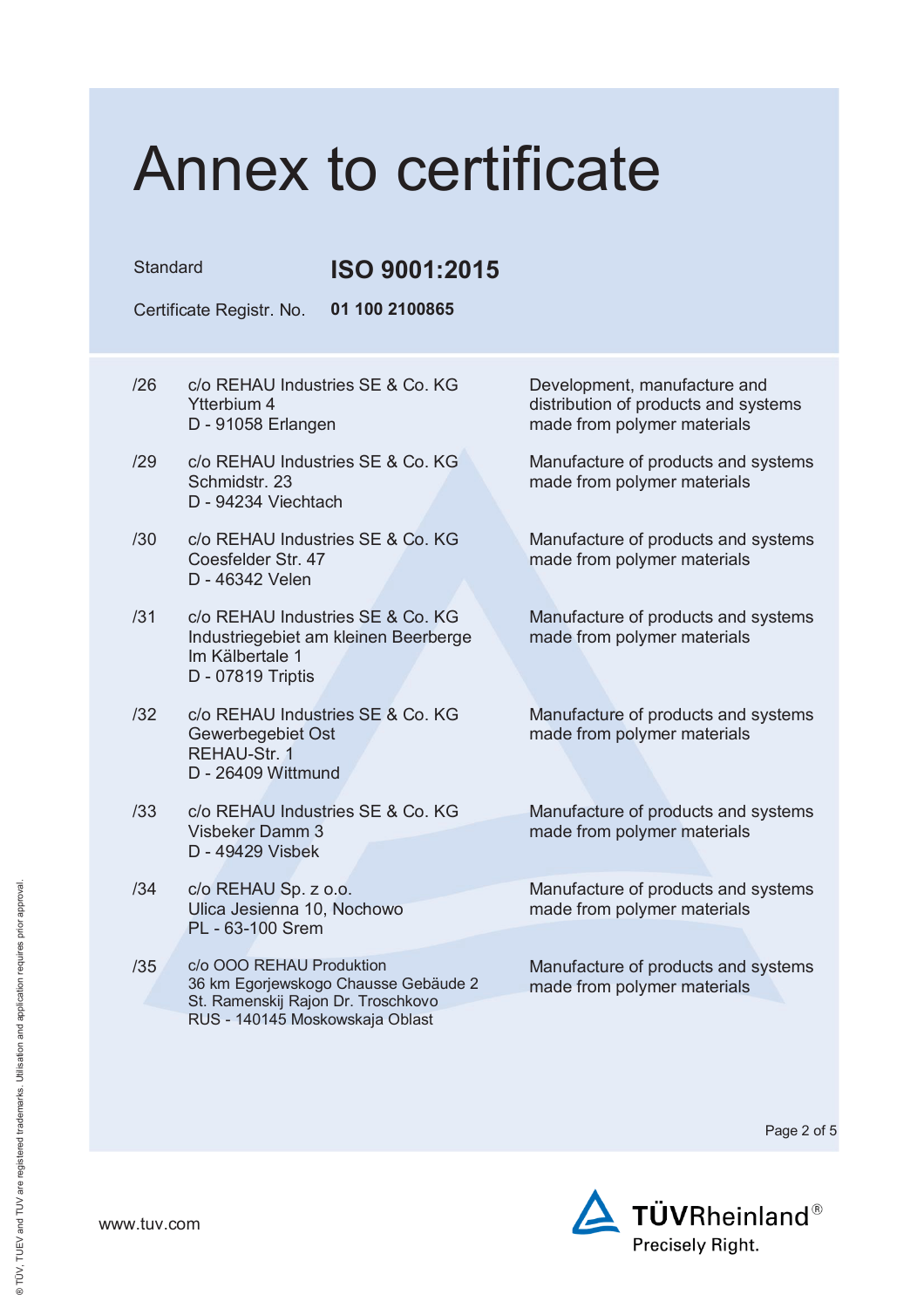# Annex to certificate

Standard **ISO 9001:2015**

Certificate Registr. No. **01 100 2100865**

| | | |
|---|---|---|
| /26 | c/o REHAU Industries SE & Co. KG<br>Ytterbium 4<br>D - 91058 Erlangen | Development, manufacture and distribution of products and systems made from polymer materials |
| /29 | c/o REHAU Industries SE & Co. KG<br>Schmidstr. 23<br>D - 94234 Viechtach | Manufacture of products and systems made from polymer materials |
| /30 | c/o REHAU Industries SE & Co. KG<br>Coesfelder Str. 47<br>D - 46342 Velen | Manufacture of products and systems made from polymer materials |
| /31 | c/o REHAU Industries SE & Co. KG<br>Industriegebiet am kleinen Beerberge<br>Im Kälbertale 1<br>D - 07819 Triptis | Manufacture of products and systems made from polymer materials |
| /32 | c/o REHAU Industries SE & Co. KG<br>Gewerbegebiet Ost<br>REHAU-Str. 1<br>D - 26409 Wittmund | Manufacture of products and systems made from polymer materials |
| /33 | c/o REHAU Industries SE & Co. KG<br>Visbeker Damm 3<br>D - 49429 Visbek | Manufacture of products and systems made from polymer materials |
| /34 | c/o REHAU Sp. z o.o.<br>Ulica Jesienna 10, Nochowo<br>PL - 63-100 Srem | Manufacture of products and systems made from polymer materials |
| /35 | c/o OOO REHAU Produktion<br>36 km Egorjewskogo Chausse Gebäude 2<br>St. Ramenskij Rajon Dr. Troschkovo<br>RUS - 140145 Moskowskaja Oblast | Manufacture of products and systems made from polymer materials |

www.tuv.com

TÜVRheinland®
Precisely Right.

® TÜV, TUEV and TUV are registered trademarks. Utilisation and application requires prior approval.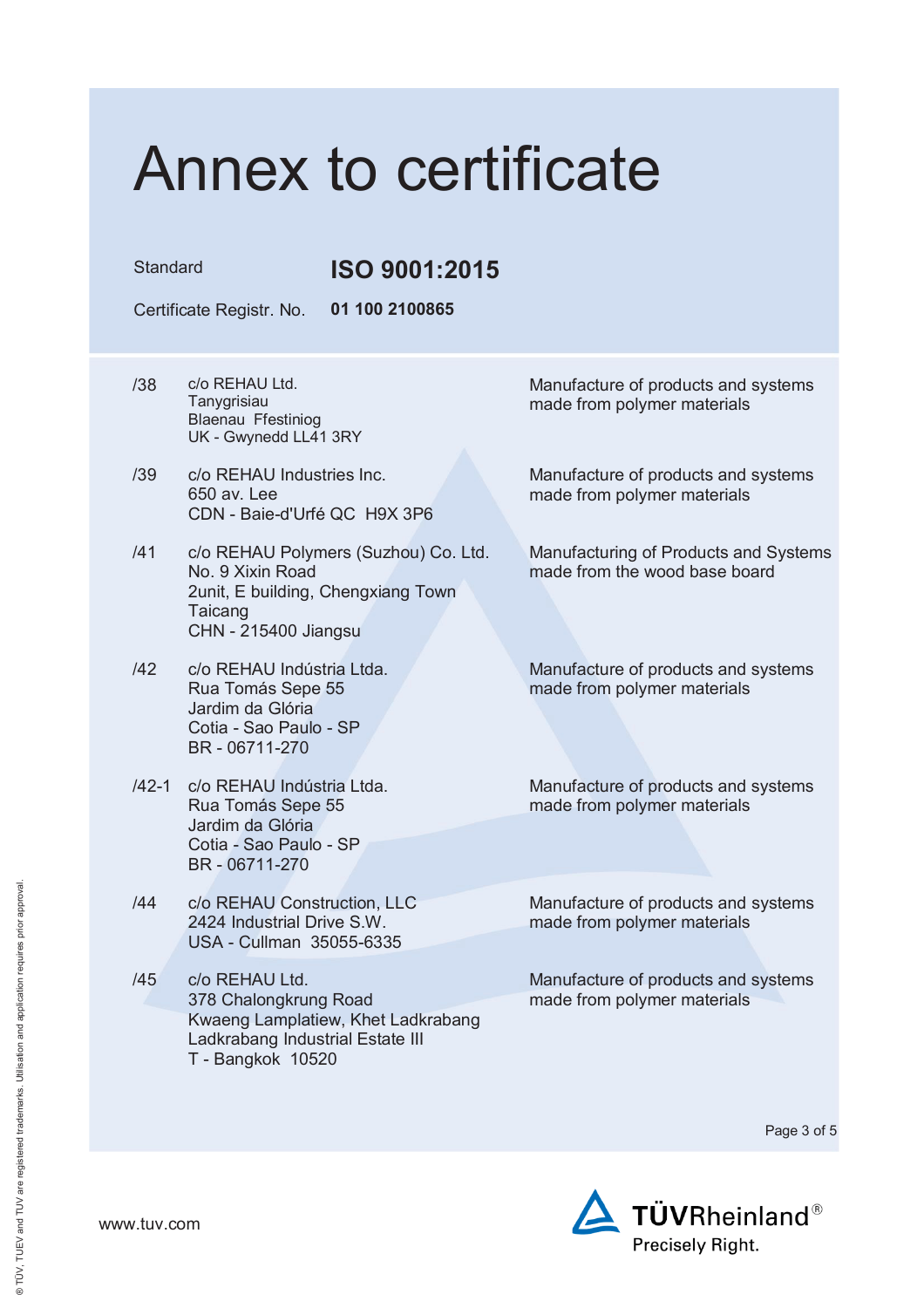# Annex to certificate

Standard **ISO 9001:2015**

Certificate Registr. No. **01 100 2100865**

| | | |
|---|---|---|
| /38 | c/o REHAU Ltd.<br>Tanygrisiau<br>Blaenau Ffestiniog<br>UK - Gwynedd LL41 3RY | Manufacture of products and systems made from polymer materials |
| /39 | c/o REHAU Industries Inc.<br>650 av. Lee<br>CDN - Baie-d'Urfé QC H9X 3P6 | Manufacture of products and systems made from polymer materials |
| /41 | c/o REHAU Polymers (Suzhou) Co. Ltd.<br>No. 9 Xixin Road<br>2unit, E building, Chengxiang Town<br>Taicang<br>CHN - 215400 Jiangsu | Manufacturing of Products and Systems made from the wood base board |
| /42 | c/o REHAU Indústria Ltda.<br>Rua Tomás Sepe 55<br>Jardim da Glória<br>Cotia - Sao Paulo - SP<br>BR - 06711-270 | Manufacture of products and systems made from polymer materials |
| /42-1 | c/o REHAU Indústria Ltda.<br>Rua Tomás Sepe 55<br>Jardim da Glória<br>Cotia - Sao Paulo - SP<br>BR - 06711-270 | Manufacture of products and systems made from polymer materials |
| /44 | c/o REHAU Construction, LLC<br>2424 Industrial Drive S.W.<br>USA - Cullman 35055-6335 | Manufacture of products and systems made from polymer materials |
| /45 | c/o REHAU Ltd.<br>378 Chalongkrung Road<br>Kwaeng Lamplatiew, Khet Ladkrabang<br>Ladkrabang Industrial Estate III<br>T - Bangkok 10520 | Manufacture of products and systems made from polymer materials |

www.tuv.com

TÜVRheinland®
Precisely Right.

® TÜV, TUEV and TUV are registered trademarks. Utilisation and application requires prior approval.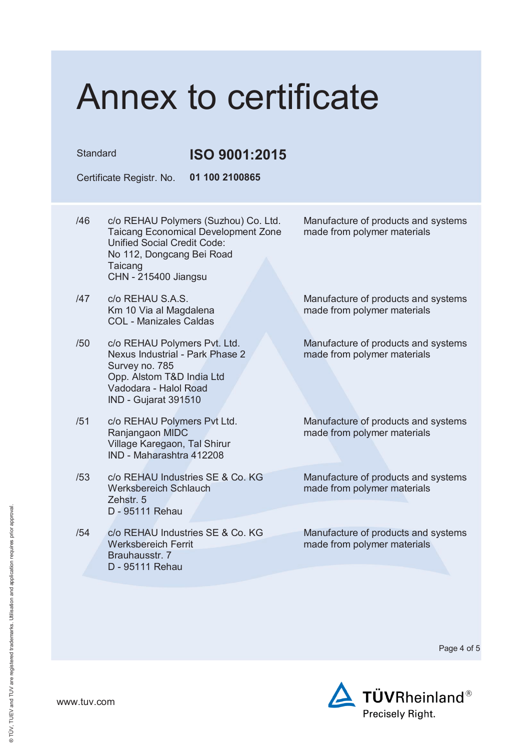# Annex to certificate

Standard **ISO 9001:2015**

Certificate Registr. No. **01 100 2100865**

| | | |
|---|---|---|
| /46 | c/o REHAU Polymers (Suzhou) Co. Ltd.<br>Taicang Economical Development Zone<br>Unified Social Credit Code:<br>No 112, Dongcang Bei Road<br>Taicang<br>CHN - 215400 Jiangsu | Manufacture of products and systems made from polymer materials |
| /47 | c/o REHAU S.A.S.<br>Km 10 Via al Magdalena<br>COL - Manizales Caldas | Manufacture of products and systems made from polymer materials |
| /50 | c/o REHAU Polymers Pvt. Ltd.<br>Nexus Industrial - Park Phase 2<br>Survey no. 785<br>Opp. Alstom T&D India Ltd<br>Vadodara - Halol Road<br>IND - Gujarat 391510 | Manufacture of products and systems made from polymer materials |
| /51 | c/o REHAU Polymers Pvt Ltd.<br>Ranjangaon MIDC<br>Village Karegaon, Tal Shirur<br>IND - Maharashtra 412208 | Manufacture of products and systems made from polymer materials |
| /53 | c/o REHAU Industries SE & Co. KG<br>Werksbereich Schlauch<br>Zehstr. 5<br>D - 95111 Rehau | Manufacture of products and systems made from polymer materials |
| /54 | c/o REHAU Industries SE & Co. KG<br>Werksbereich Ferrit<br>Brauhausstr. 7<br>D - 95111 Rehau | Manufacture of products and systems made from polymer materials |

www.tuv.com

TÜVRheinland®
Precisely Right.

® TÜV, TUEV and TUV are registered trademarks. Utilisation and application requires prior approval.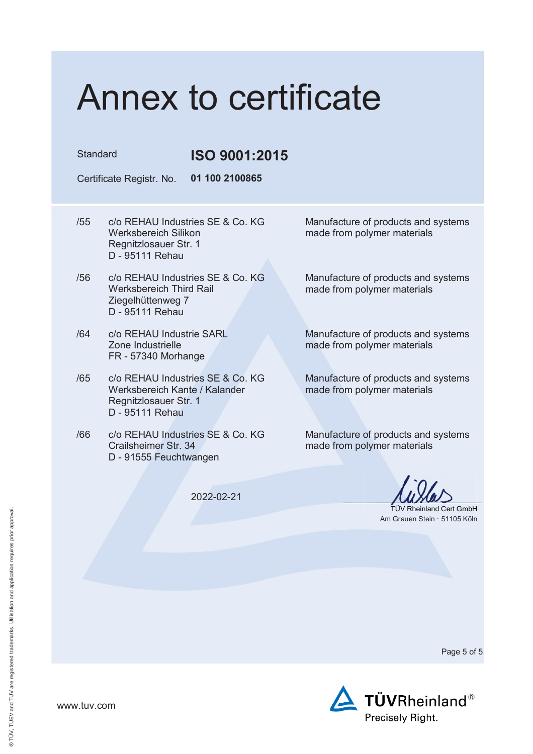# Annex to certificate

Standard **ISO 9001:2015**

Certificate Registr. No. **01 100 2100865**

| | | |
|---|---|---|
| /55 | c/o REHAU Industries SE & Co. KG<br>Werksbereich Silikon<br>Regnitzlosauer Str. 1<br>D - 95111 Rehau | Manufacture of products and systems made from polymer materials |
| /56 | c/o REHAU Industries SE & Co. KG<br>Werksbereich Third Rail<br>Ziegelhüttenweg 7<br>D - 95111 Rehau | Manufacture of products and systems made from polymer materials |
| /64 | c/o REHAU Industrie SARL<br>Zone Industrielle<br>FR - 57340 Morhange | Manufacture of products and systems made from polymer materials |
| /65 | c/o REHAU Industries SE & Co. KG<br>Werksbereich Kante / Kalander<br>Regnitzlosauer Str. 1<br>D - 95111 Rehau | Manufacture of products and systems made from polymer materials |
| /66 | c/o REHAU Industries SE & Co. KG<br>Crailsheimer Str. 34<br>D - 91555 Feuchtwangen | Manufacture of products and systems made from polymer materials |

2022-02-21

TÜV Rheinland Cert GmbH
Am Grauen Stein · 51105 Köln

www.tuv.com

TÜVRheinland®
Precisely Right.

® TÜV, TUEV and TUV are registered trademarks. Utilisation and application requires prior approval.